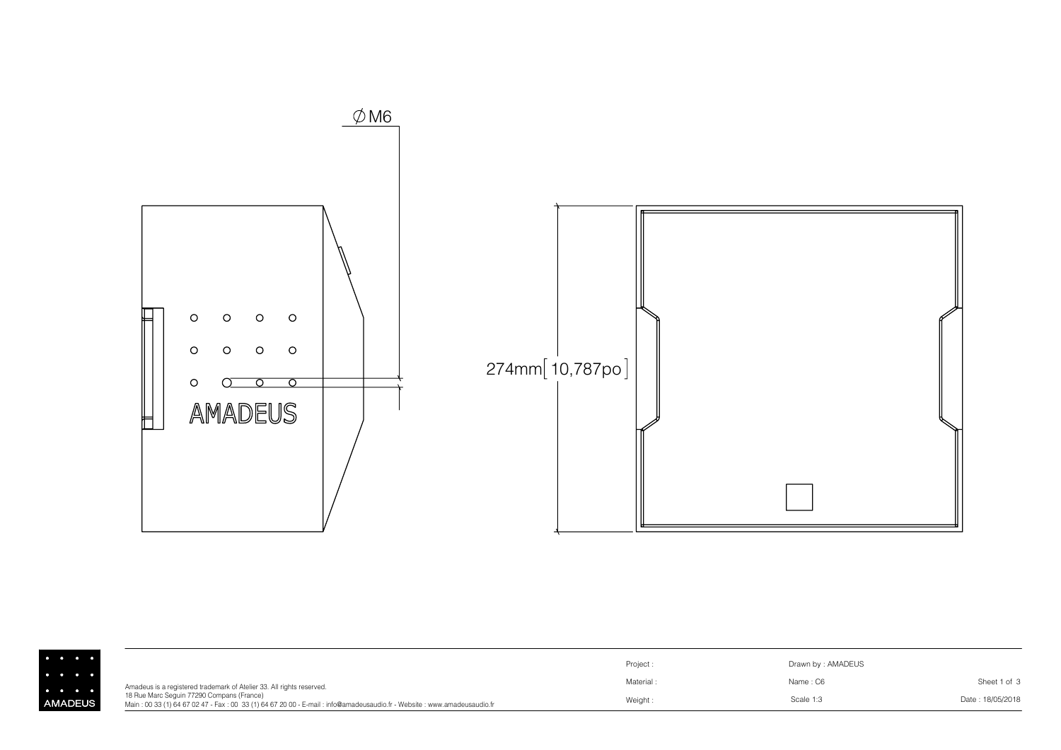⌀ M6

AMADEUS

274mm [ 10,787po ]

AMADEUS

Amadeus is a registered trademark of Atelier 33. All rights reserved.
18 Rue Marc Seguin 77290 Compans (France)
Main : 00 33 (1) 64 67 02 47 - Fax : 00 33 (1) 64 67 20 00 - E-mail : info@amadeusaudio.fr - Website : www.amadeusaudio.fr

| | | |
|---|---|---|
| Project : | Drawn by : AMADEUS | |
| Material : | Name : C6 | Sheet 1 of 3 |
| Weight : | Scale 1:3 | Date : 18/05/2018 |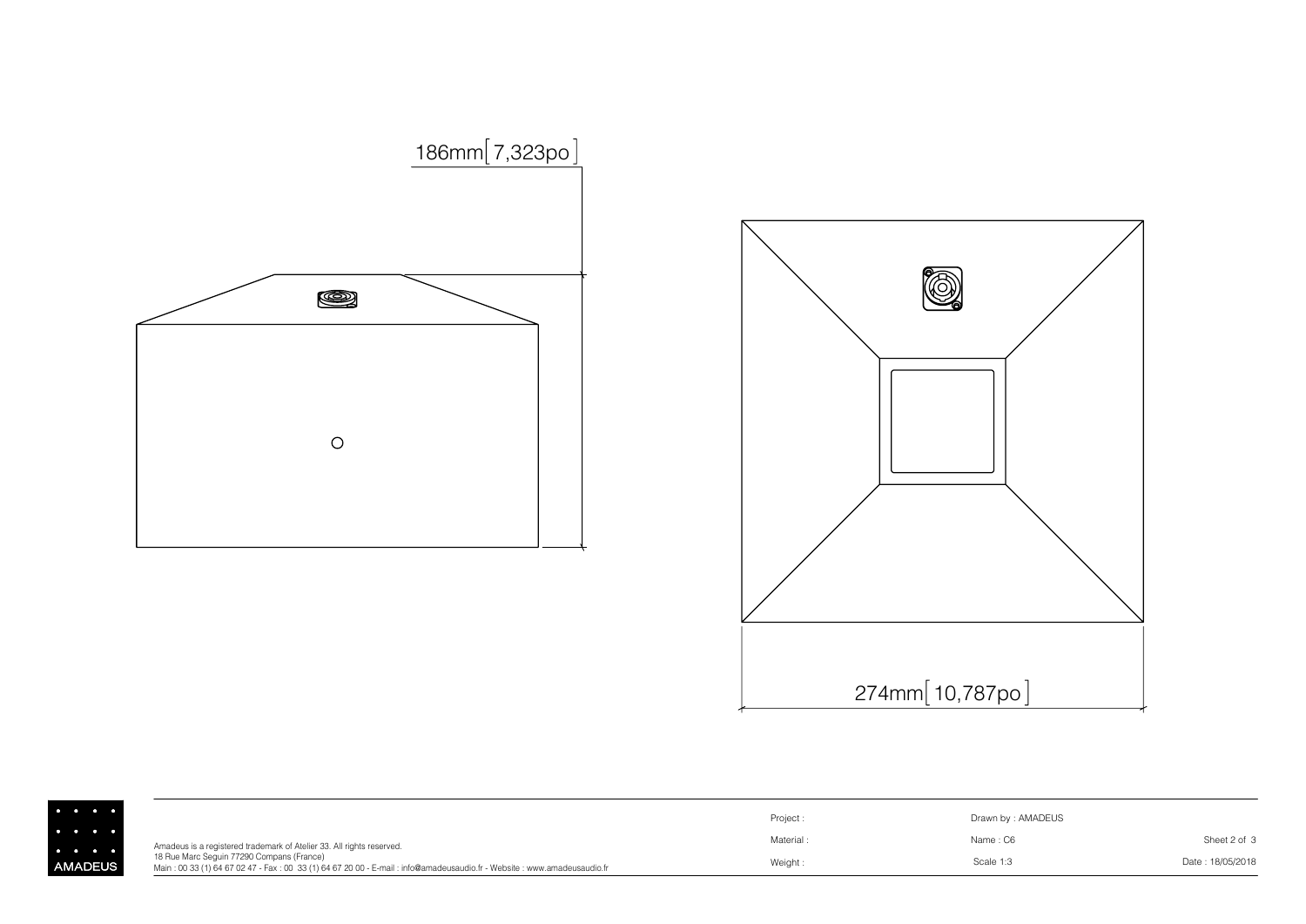186mm[ 7,323po ]

274mm[ 10,787po ]

AMADEUS

Amadeus is a registered trademark of Atelier 33. All rights reserved.
18 Rue Marc Seguin 77290 Compans (France)
Main : 00 33 (1) 64 67 02 47 - Fax : 00 33 (1) 64 67 20 00 - E-mail : info@amadeusaudio.fr - Website : www.amadeusaudio.fr

| Project : | Drawn by : AMADEUS | |
|---|---|---|
| Material : | Name : C6 | Sheet 2 of 3 |
| Weight : | Scale 1:3 | Date : 18/05/2018 |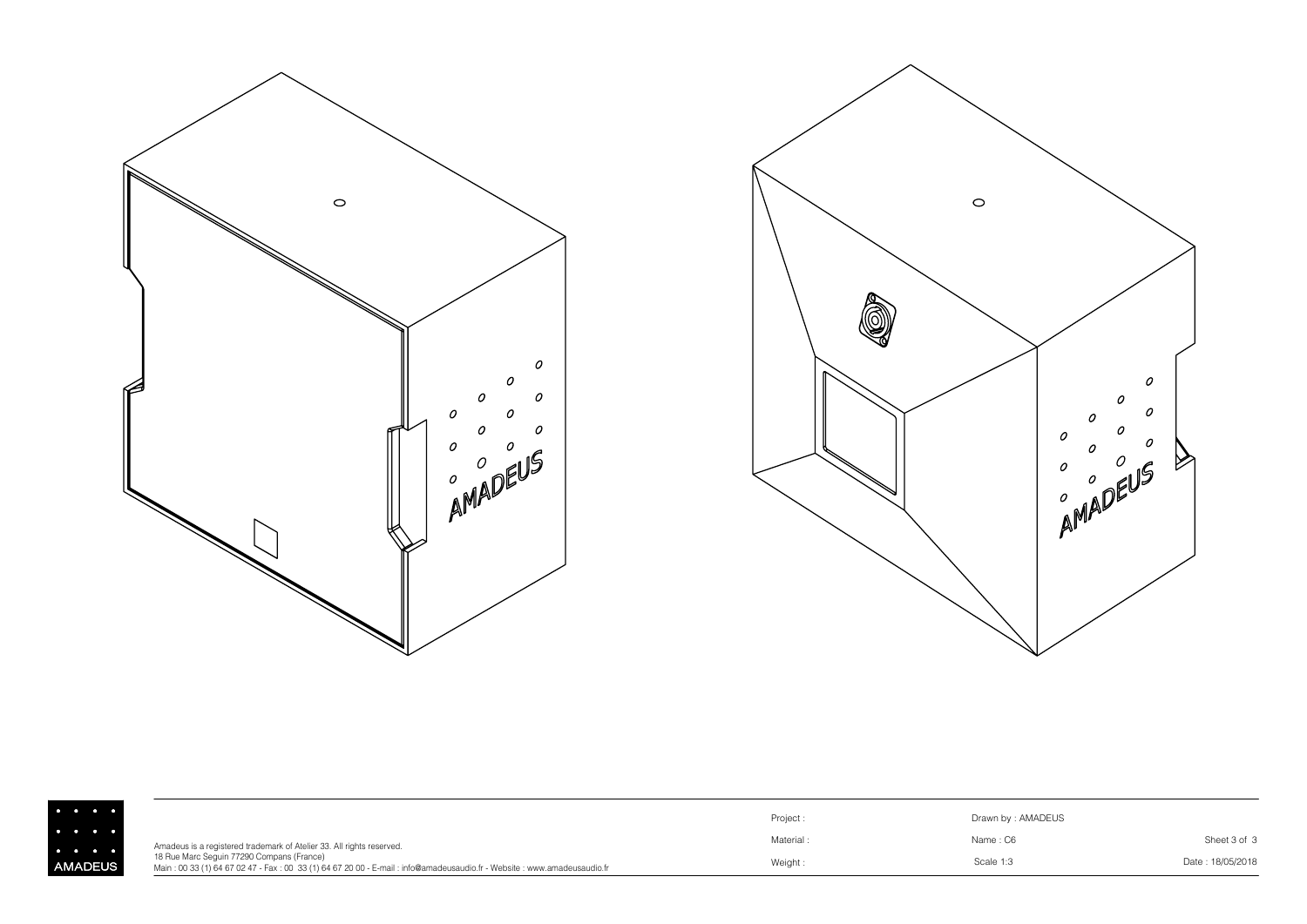AMADEUS

Amadeus is a registered trademark of Atelier 33. All rights reserved.
18 Rue Marc Seguin 77290 Compans (France)
Main : 00 33 (1) 64 67 02 47 - Fax : 00 33 (1) 64 67 20 00 - E-mail : info@amadeusaudio.fr - Website : www.amadeusaudio.fr

| | | |
|---|---|---|
| Project : | Drawn by : AMADEUS | |
| Material : | Name : C6 | Sheet 3 of 3 |
| Weight : | Scale 1:3 | Date : 18/05/2018 |